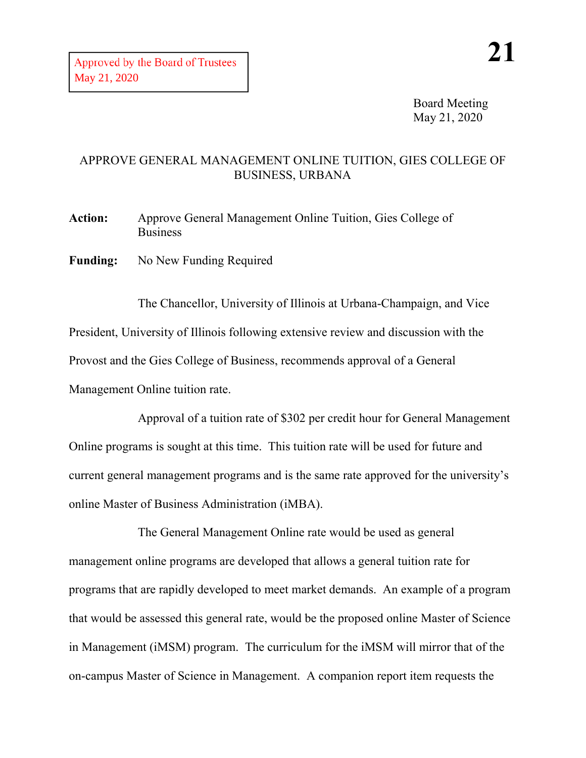Approved by the Board of Trustees
May 21, 2020

**21**

Board Meeting
May 21, 2020

# APPROVE GENERAL MANAGEMENT ONLINE TUITION, GIES COLLEGE OF BUSINESS, URBANA

**Action:** Approve General Management Online Tuition, Gies College of Business

**Funding:** No New Funding Required

The Chancellor, University of Illinois at Urbana-Champaign, and Vice President, University of Illinois following extensive review and discussion with the Provost and the Gies College of Business, recommends approval of a General Management Online tuition rate.

Approval of a tuition rate of $302 per credit hour for General Management Online programs is sought at this time. This tuition rate will be used for future and current general management programs and is the same rate approved for the university's online Master of Business Administration (iMBA).

The General Management Online rate would be used as general management online programs are developed that allows a general tuition rate for programs that are rapidly developed to meet market demands. An example of a program that would be assessed this general rate, would be the proposed online Master of Science in Management (iMSM) program. The curriculum for the iMSM will mirror that of the on-campus Master of Science in Management. A companion report item requests the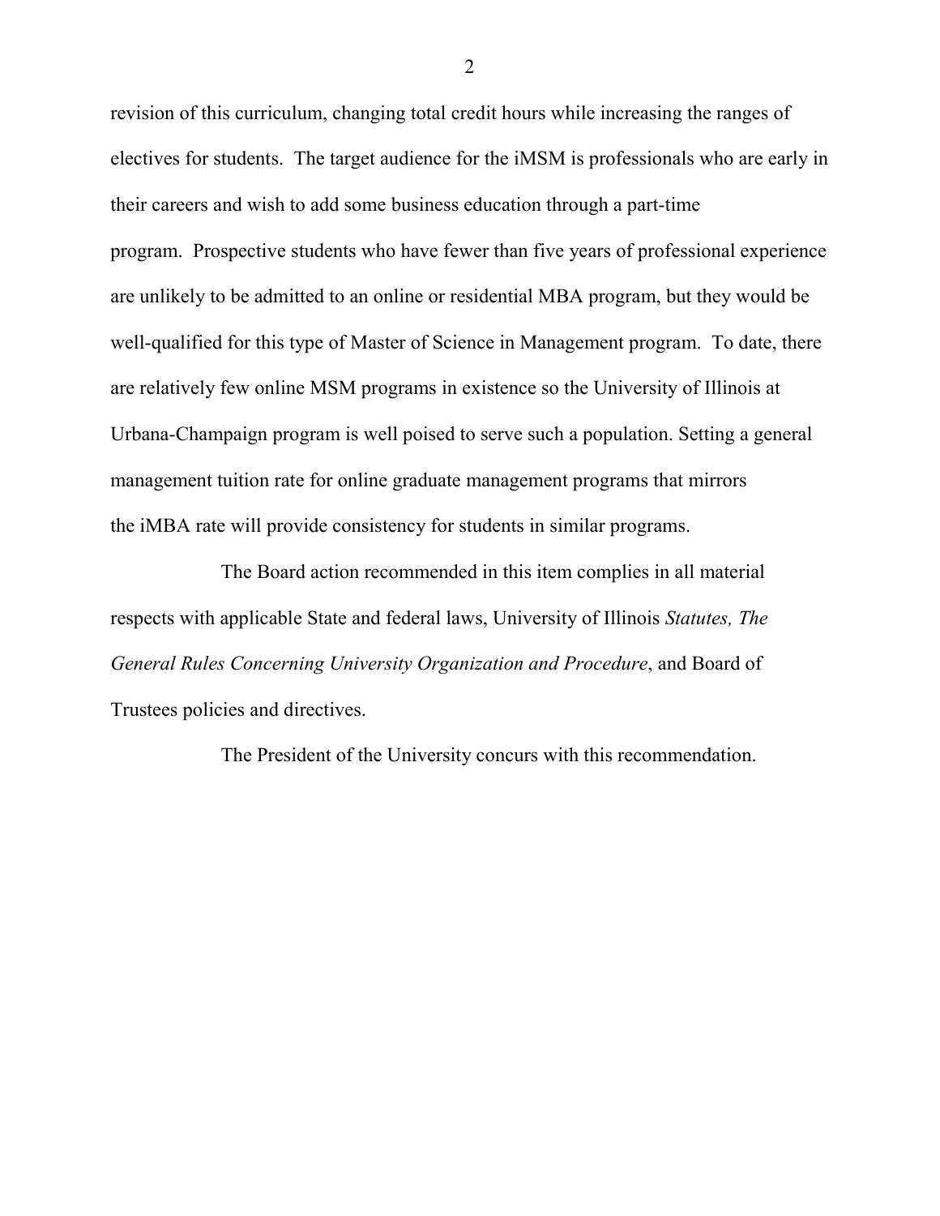revision of this curriculum, changing total credit hours while increasing the ranges of electives for students. The target audience for the iMSM is professionals who are early in their careers and wish to add some business education through a part-time program. Prospective students who have fewer than five years of professional experience are unlikely to be admitted to an online or residential MBA program, but they would be well-qualified for this type of Master of Science in Management program. To date, there are relatively few online MSM programs in existence so the University of Illinois at Urbana-Champaign program is well poised to serve such a population. Setting a general management tuition rate for online graduate management programs that mirrors the iMBA rate will provide consistency for students in similar programs.

The Board action recommended in this item complies in all material respects with applicable State and federal laws, University of Illinois *Statutes, The General Rules Concerning University Organization and Procedure*, and Board of Trustees policies and directives.

The President of the University concurs with this recommendation.